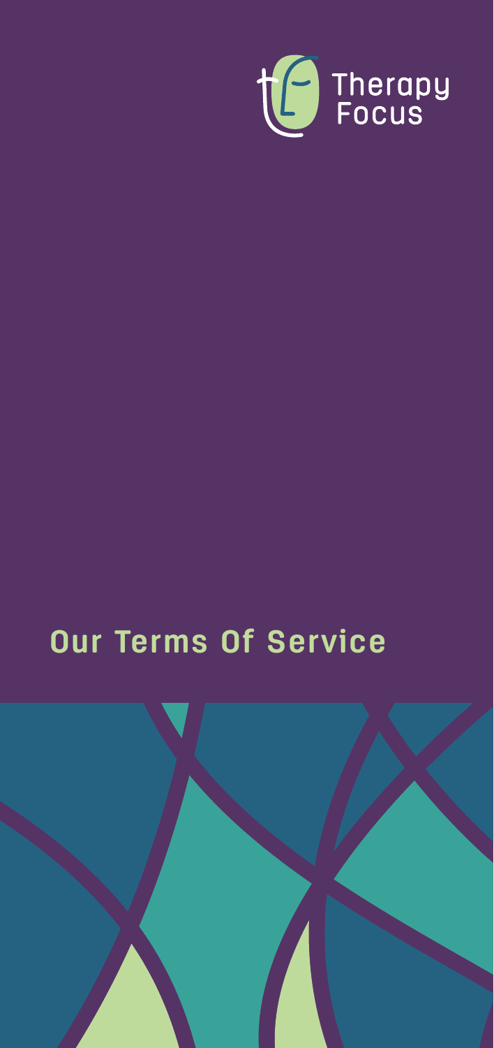Therapy Focus

# Our Terms Of Service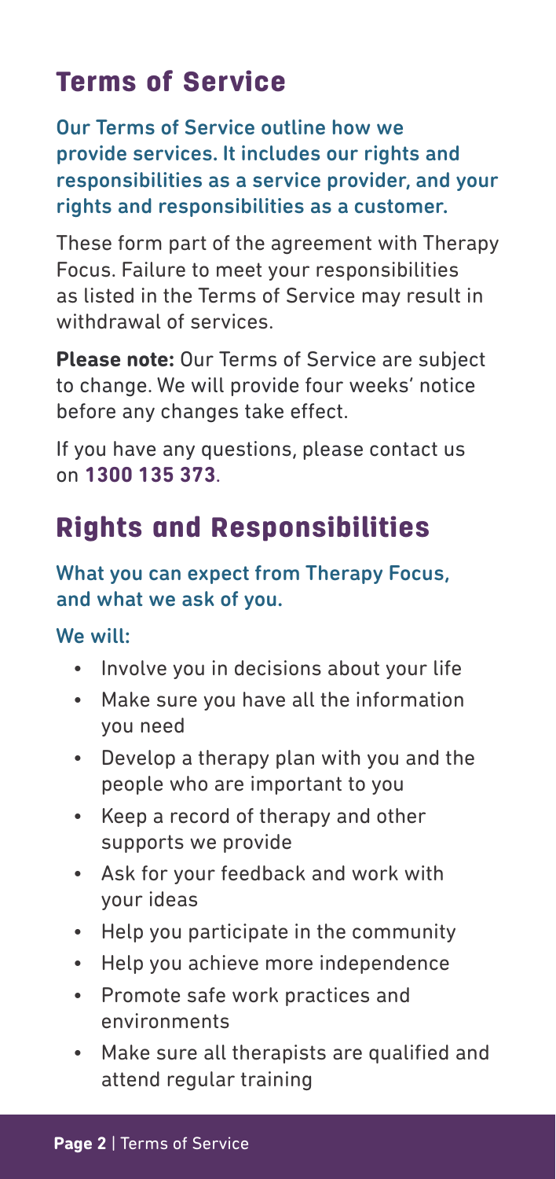## Terms of Service

Our Terms of Service outline how we provide services. It includes our rights and responsibilities as a service provider, and your rights and responsibilities as a customer.

These form part of the agreement with Therapy Focus. Failure to meet your responsibilities as listed in the Terms of Service may result in withdrawal of services.

**Please note:** Our Terms of Service are subject to change. We will provide four weeks' notice before any changes take effect.

If you have any questions, please contact us on **1300 135 373**.

## Rights and Responsibilities

What you can expect from Therapy Focus, and what we ask of you.

We will:

- Involve you in decisions about your life
- Make sure you have all the information you need
- Develop a therapy plan with you and the people who are important to you
- Keep a record of therapy and other supports we provide
- Ask for your feedback and work with your ideas
- Help you participate in the community
- Help you achieve more independence
- Promote safe work practices and environments
- Make sure all therapists are qualified and attend regular training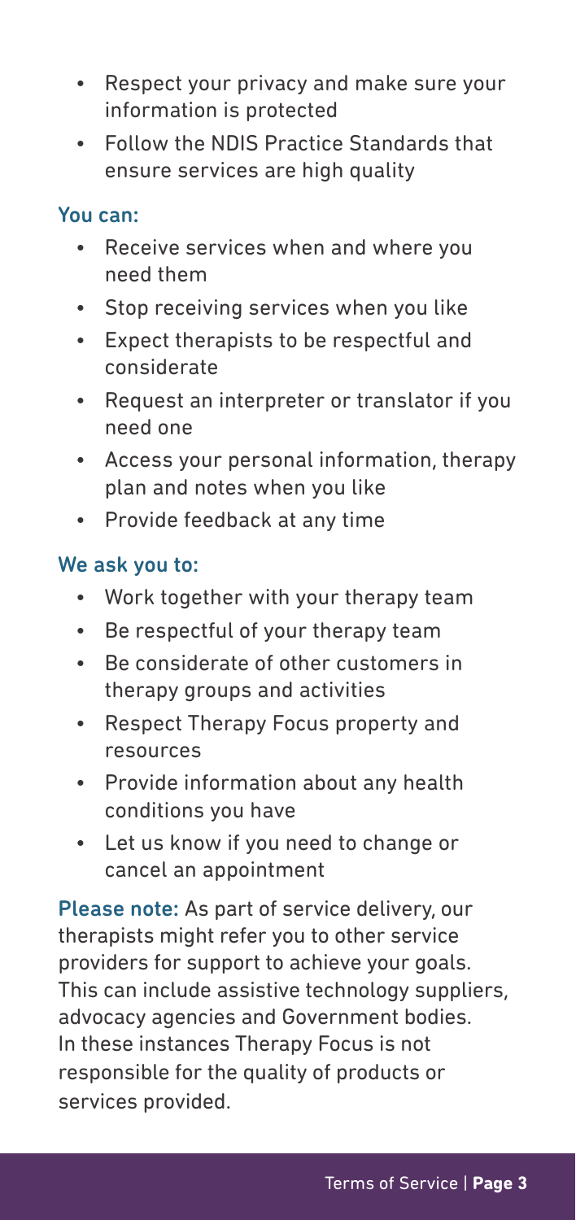- Respect your privacy and make sure your information is protected
- Follow the NDIS Practice Standards that ensure services are high quality

### You can:

- Receive services when and where you need them
- Stop receiving services when you like
- Expect therapists to be respectful and considerate
- Request an interpreter or translator if you need one
- Access your personal information, therapy plan and notes when you like
- Provide feedback at any time

### We ask you to:

- Work together with your therapy team
- Be respectful of your therapy team
- Be considerate of other customers in therapy groups and activities
- Respect Therapy Focus property and resources
- Provide information about any health conditions you have
- Let us know if you need to change or cancel an appointment

**Please note:** As part of service delivery, our therapists might refer you to other service providers for support to achieve your goals. This can include assistive technology suppliers, advocacy agencies and Government bodies. In these instances Therapy Focus is not responsible for the quality of products or services provided.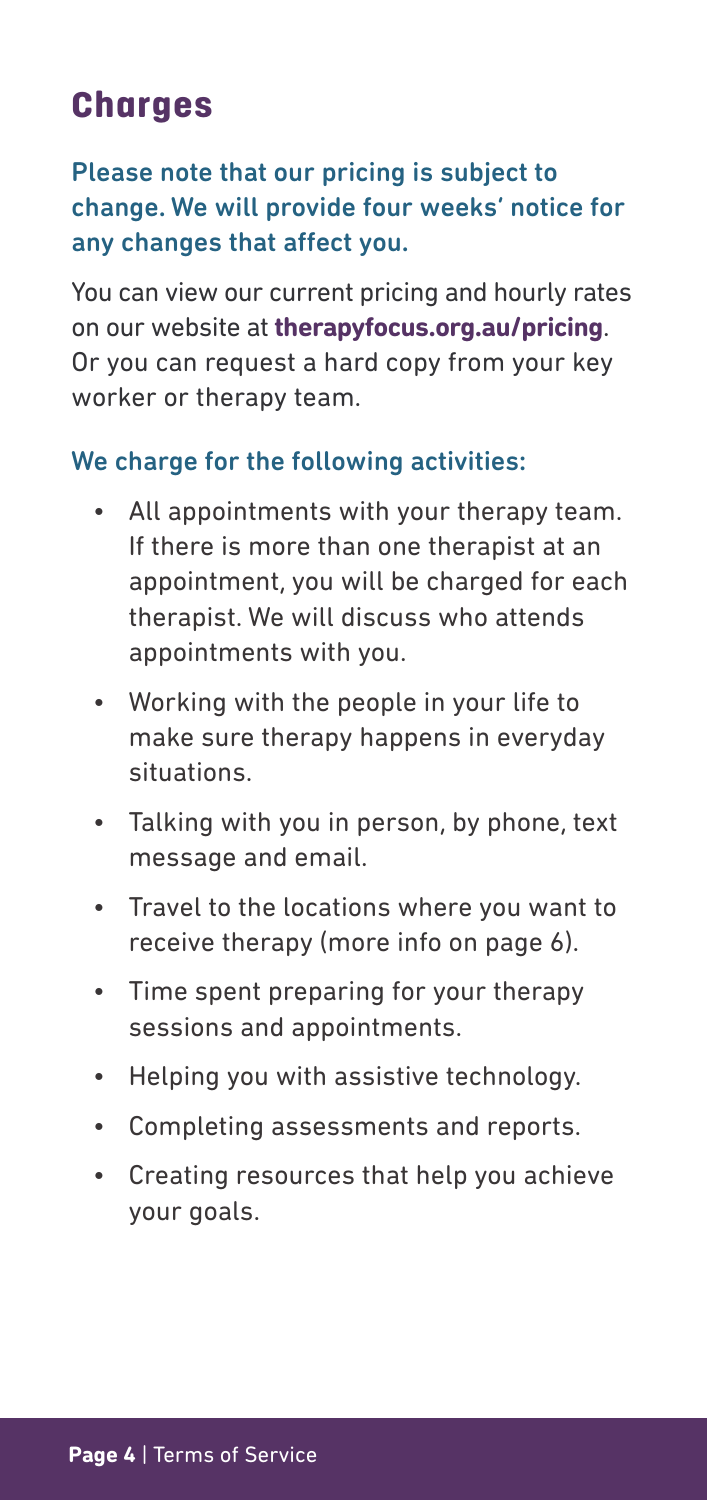# Charges

**Please note that our pricing is subject to change. We will provide four weeks' notice for any changes that affect you.**

You can view our current pricing and hourly rates on our website at **therapyfocus.org.au/pricing**. Or you can request a hard copy from your key worker or therapy team.

### We charge for the following activities:

- All appointments with your therapy team. If there is more than one therapist at an appointment, you will be charged for each therapist. We will discuss who attends appointments with you.
- Working with the people in your life to make sure therapy happens in everyday situations.
- Talking with you in person, by phone, text message and email.
- Travel to the locations where you want to receive therapy (more info on page 6).
- Time spent preparing for your therapy sessions and appointments.
- Helping you with assistive technology.
- Completing assessments and reports.
- Creating resources that help you achieve your goals.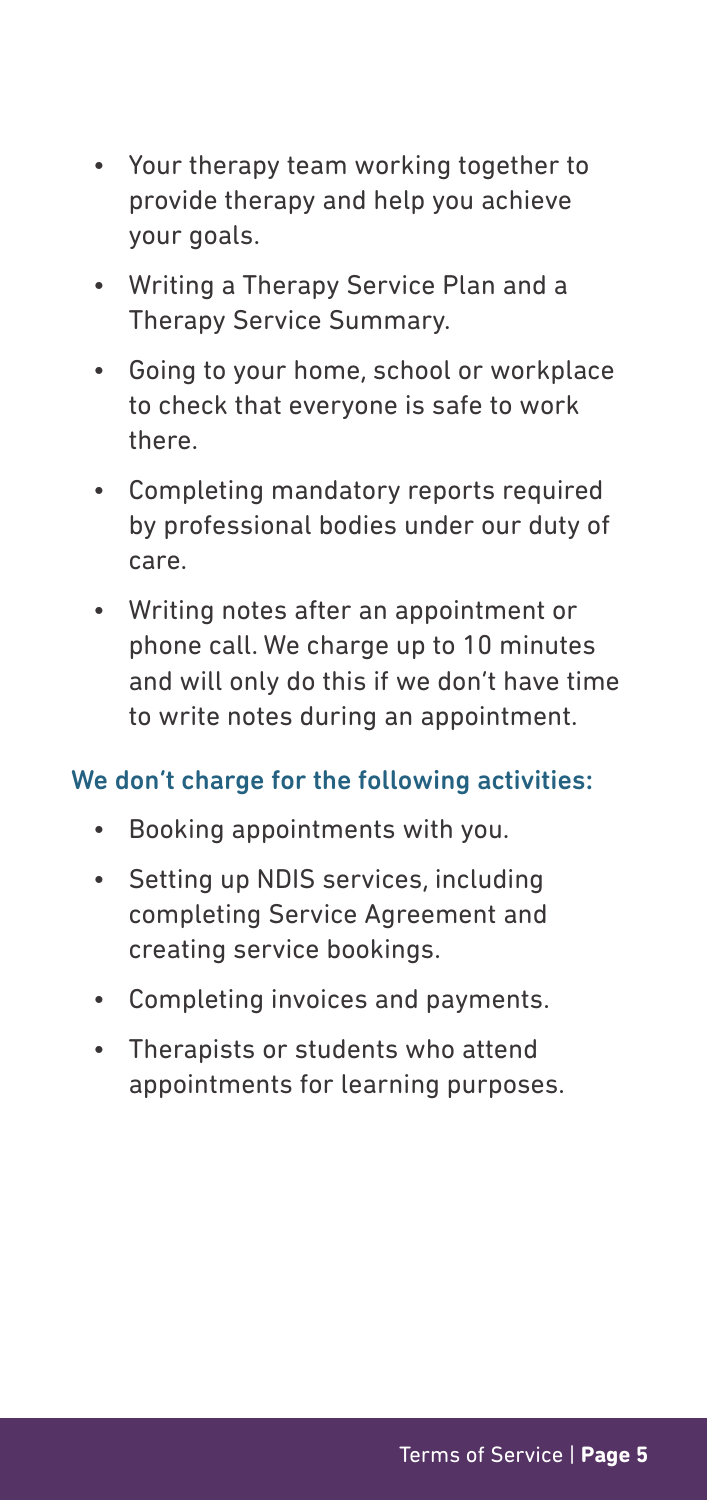- Your therapy team working together to provide therapy and help you achieve your goals.
- Writing a Therapy Service Plan and a Therapy Service Summary.
- Going to your home, school or workplace to check that everyone is safe to work there.
- Completing mandatory reports required by professional bodies under our duty of care.
- Writing notes after an appointment or phone call. We charge up to 10 minutes and will only do this if we don't have time to write notes during an appointment.

### We don't charge for the following activities:

- Booking appointments with you.
- Setting up NDIS services, including completing Service Agreement and creating service bookings.
- Completing invoices and payments.
- Therapists or students who attend appointments for learning purposes.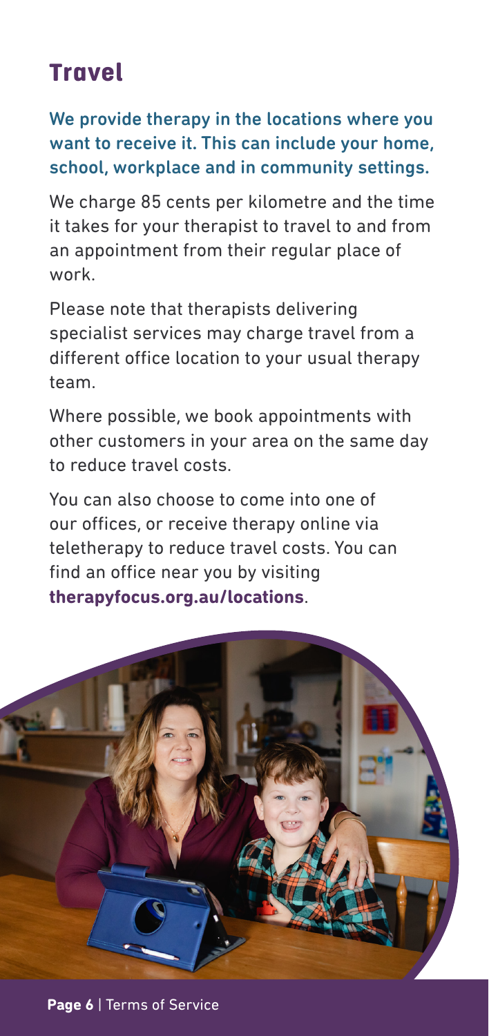# Travel

**We provide therapy in the locations where you want to receive it. This can include your home, school, workplace and in community settings.**

We charge 85 cents per kilometre and the time it takes for your therapist to travel to and from an appointment from their regular place of work.

Please note that therapists delivering specialist services may charge travel from a different office location to your usual therapy team.

Where possible, we book appointments with other customers in your area on the same day to reduce travel costs.

You can also choose to come into one of our offices, or receive therapy online via teletherapy to reduce travel costs. You can find an office near you by visiting **therapyfocus.org.au/locations**.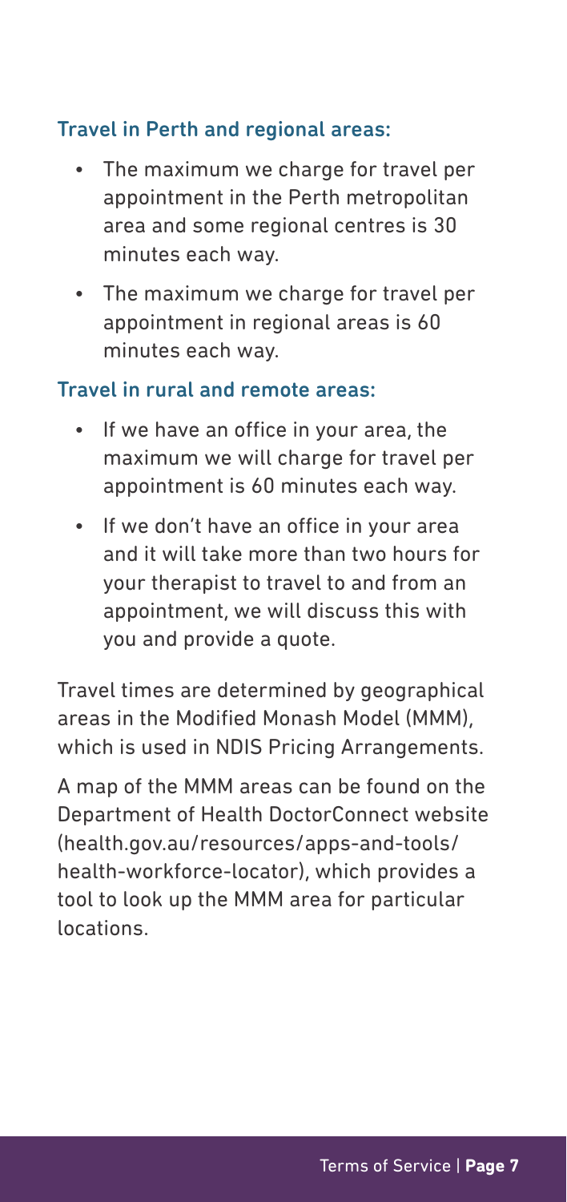### Travel in Perth and regional areas:

- The maximum we charge for travel per appointment in the Perth metropolitan area and some regional centres is 30 minutes each way.
- The maximum we charge for travel per appointment in regional areas is 60 minutes each way.

### Travel in rural and remote areas:

- If we have an office in your area, the maximum we will charge for travel per appointment is 60 minutes each way.
- If we don't have an office in your area and it will take more than two hours for your therapist to travel to and from an appointment, we will discuss this with you and provide a quote.

Travel times are determined by geographical areas in the Modified Monash Model (MMM), which is used in NDIS Pricing Arrangements.

A map of the MMM areas can be found on the Department of Health DoctorConnect website (health.gov.au/resources/apps-and-tools/health-workforce-locator), which provides a tool to look up the MMM area for particular locations.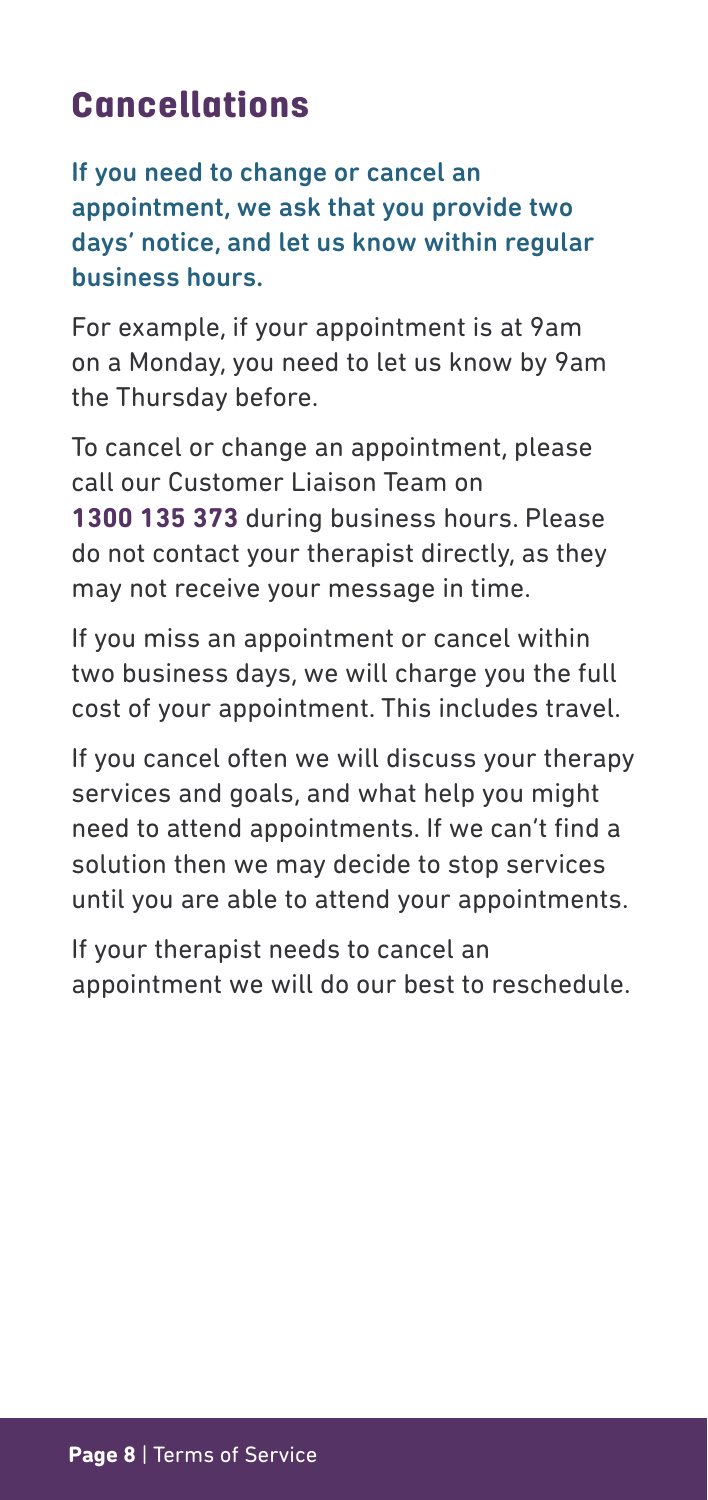# Cancellations

**If you need to change or cancel an appointment, we ask that you provide two days' notice, and let us know within regular business hours.**

For example, if your appointment is at 9am on a Monday, you need to let us know by 9am the Thursday before.

To cancel or change an appointment, please call our Customer Liaison Team on **1300 135 373** during business hours. Please do not contact your therapist directly, as they may not receive your message in time.

If you miss an appointment or cancel within two business days, we will charge you the full cost of your appointment. This includes travel.

If you cancel often we will discuss your therapy services and goals, and what help you might need to attend appointments. If we can't find a solution then we may decide to stop services until you are able to attend your appointments.

If your therapist needs to cancel an appointment we will do our best to reschedule.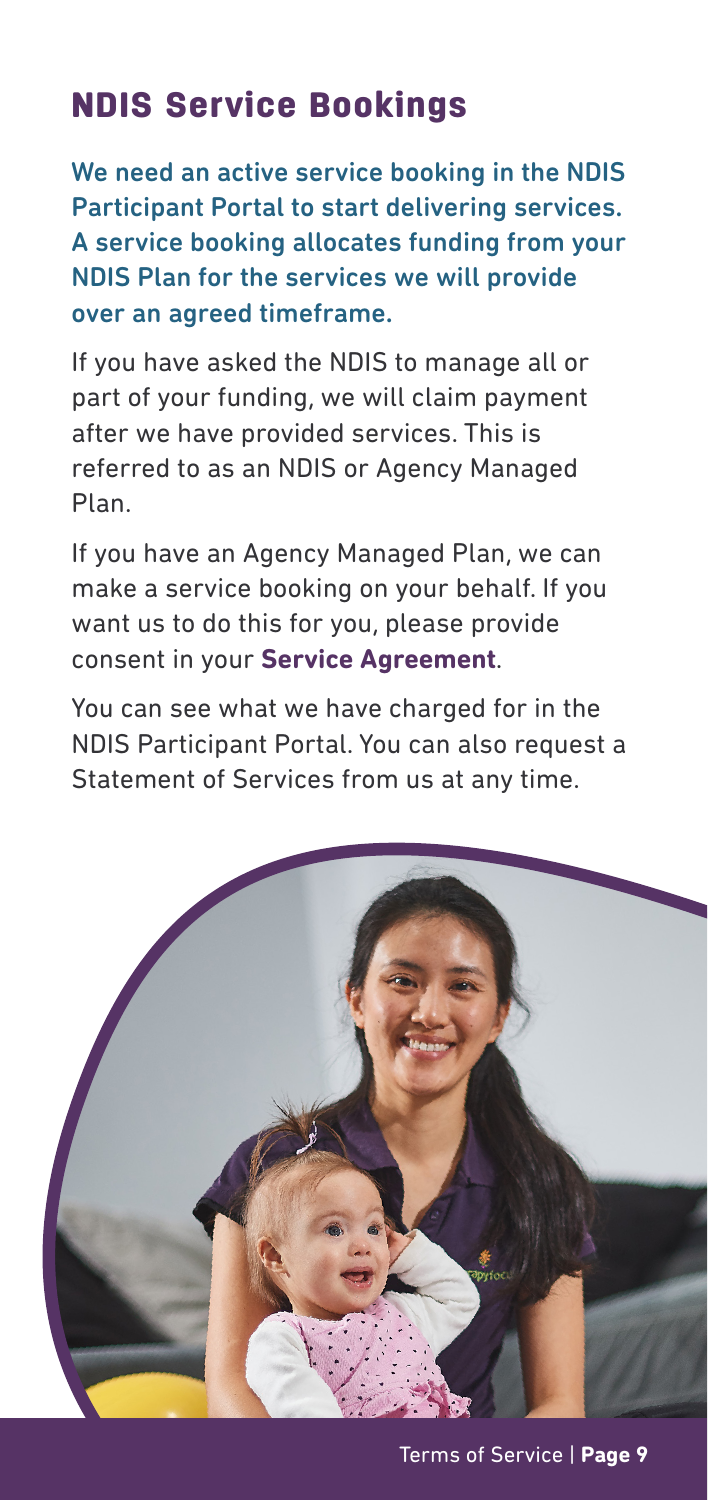# NDIS Service Bookings

We need an active service booking in the NDIS Participant Portal to start delivering services. A service booking allocates funding from your NDIS Plan for the services we will provide over an agreed timeframe.

If you have asked the NDIS to manage all or part of your funding, we will claim payment after we have provided services. This is referred to as an NDIS or Agency Managed Plan.

If you have an Agency Managed Plan, we can make a service booking on your behalf. If you want us to do this for you, please provide consent in your **Service Agreement**.

You can see what we have charged for in the NDIS Participant Portal. You can also request a Statement of Services from us at any time.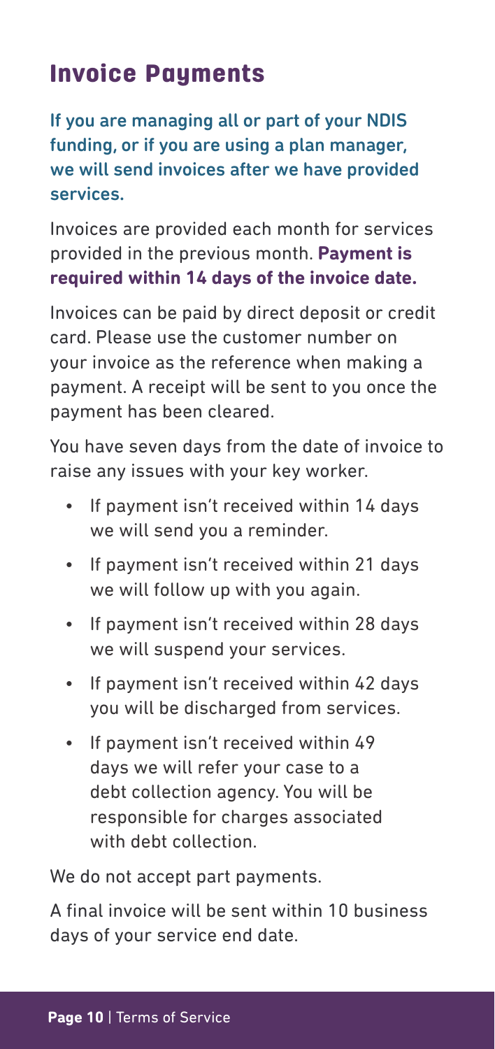# Invoice Payments

**If you are managing all or part of your NDIS funding, or if you are using a plan manager, we will send invoices after we have provided services.**

Invoices are provided each month for services provided in the previous month. **Payment is required within 14 days of the invoice date.**

Invoices can be paid by direct deposit or credit card. Please use the customer number on your invoice as the reference when making a payment. A receipt will be sent to you once the payment has been cleared.

You have seven days from the date of invoice to raise any issues with your key worker.

- If payment isn't received within 14 days we will send you a reminder.
- If payment isn't received within 21 days we will follow up with you again.
- If payment isn't received within 28 days we will suspend your services.
- If payment isn't received within 42 days you will be discharged from services.
- If payment isn't received within 49 days we will refer your case to a debt collection agency. You will be responsible for charges associated with debt collection.

We do not accept part payments.

A final invoice will be sent within 10 business days of your service end date.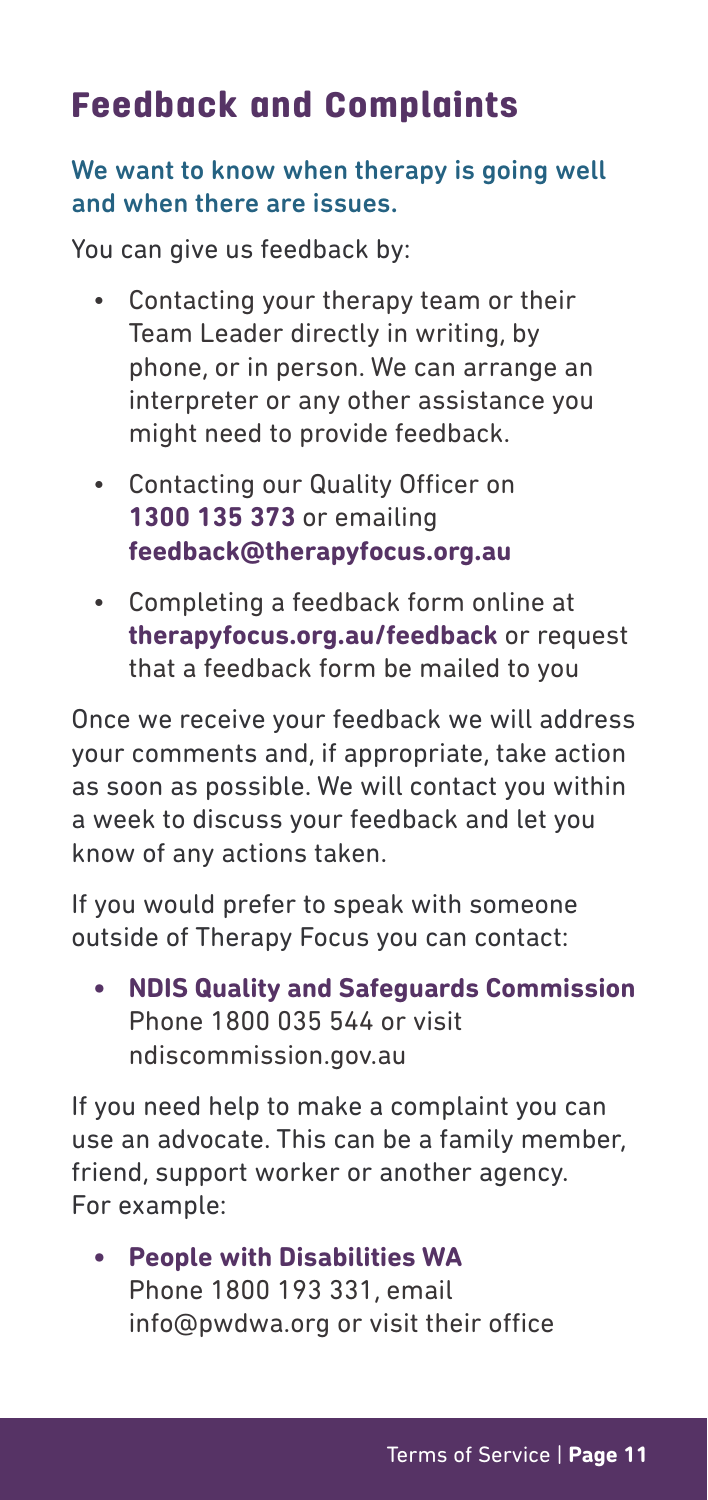# Feedback and Complaints

### We want to know when therapy is going well and when there are issues.

You can give us feedback by:

- Contacting your therapy team or their Team Leader directly in writing, by phone, or in person. We can arrange an interpreter or any other assistance you might need to provide feedback.
- Contacting our Quality Officer on **1300 135 373** or emailing **feedback@therapyfocus.org.au**
- Completing a feedback form online at **therapyfocus.org.au/feedback** or request that a feedback form be mailed to you

Once we receive your feedback we will address your comments and, if appropriate, take action as soon as possible. We will contact you within a week to discuss your feedback and let you know of any actions taken.

If you would prefer to speak with someone outside of Therapy Focus you can contact:

- **NDIS Quality and Safeguards Commission** Phone 1800 035 544 or visit ndiscommission.gov.au

If you need help to make a complaint you can use an advocate. This can be a family member, friend, support worker or another agency. For example:

- **People with Disabilities WA** Phone 1800 193 331, email info@pwdwa.org or visit their office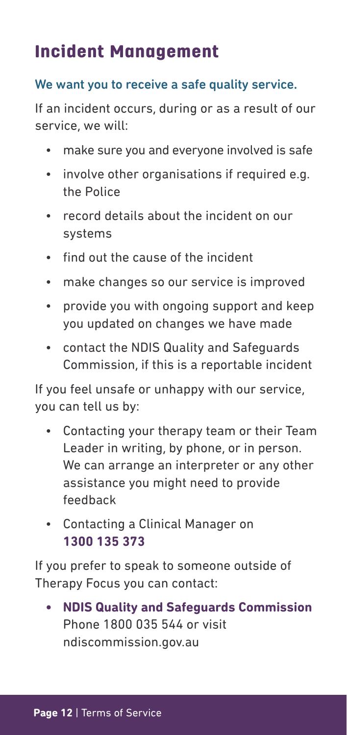# Incident Management

### We want you to receive a safe quality service.

If an incident occurs, during or as a result of our service, we will:

- make sure you and everyone involved is safe
- involve other organisations if required e.g. the Police
- record details about the incident on our systems
- find out the cause of the incident
- make changes so our service is improved
- provide you with ongoing support and keep you updated on changes we have made
- contact the NDIS Quality and Safeguards Commission, if this is a reportable incident

If you feel unsafe or unhappy with our service, you can tell us by:

- Contacting your therapy team or their Team Leader in writing, by phone, or in person. We can arrange an interpreter or any other assistance you might need to provide feedback
- Contacting a Clinical Manager on **1300 135 373**

If you prefer to speak to someone outside of Therapy Focus you can contact:

- **NDIS Quality and Safeguards Commission** Phone 1800 035 544 or visit ndiscommission.gov.au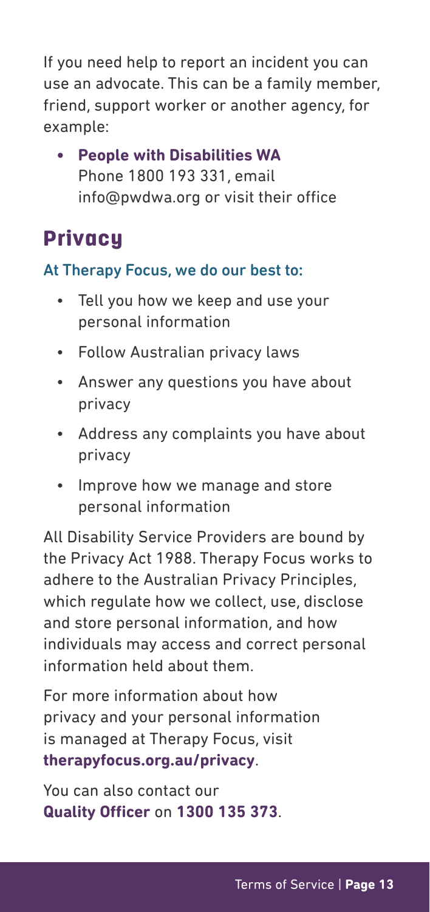If you need help to report an incident you can use an advocate. This can be a family member, friend, support worker or another agency, for example:

- **People with Disabilities WA**
  Phone 1800 193 331, email info@pwdwa.org or visit their office

## Privacy

### At Therapy Focus, we do our best to:

- Tell you how we keep and use your personal information
- Follow Australian privacy laws
- Answer any questions you have about privacy
- Address any complaints you have about privacy
- Improve how we manage and store personal information

All Disability Service Providers are bound by the Privacy Act 1988. Therapy Focus works to adhere to the Australian Privacy Principles, which regulate how we collect, use, disclose and store personal information, and how individuals may access and correct personal information held about them.

For more information about how privacy and your personal information is managed at Therapy Focus, visit **therapyfocus.org.au/privacy**.

You can also contact our **Quality Officer** on **1300 135 373**.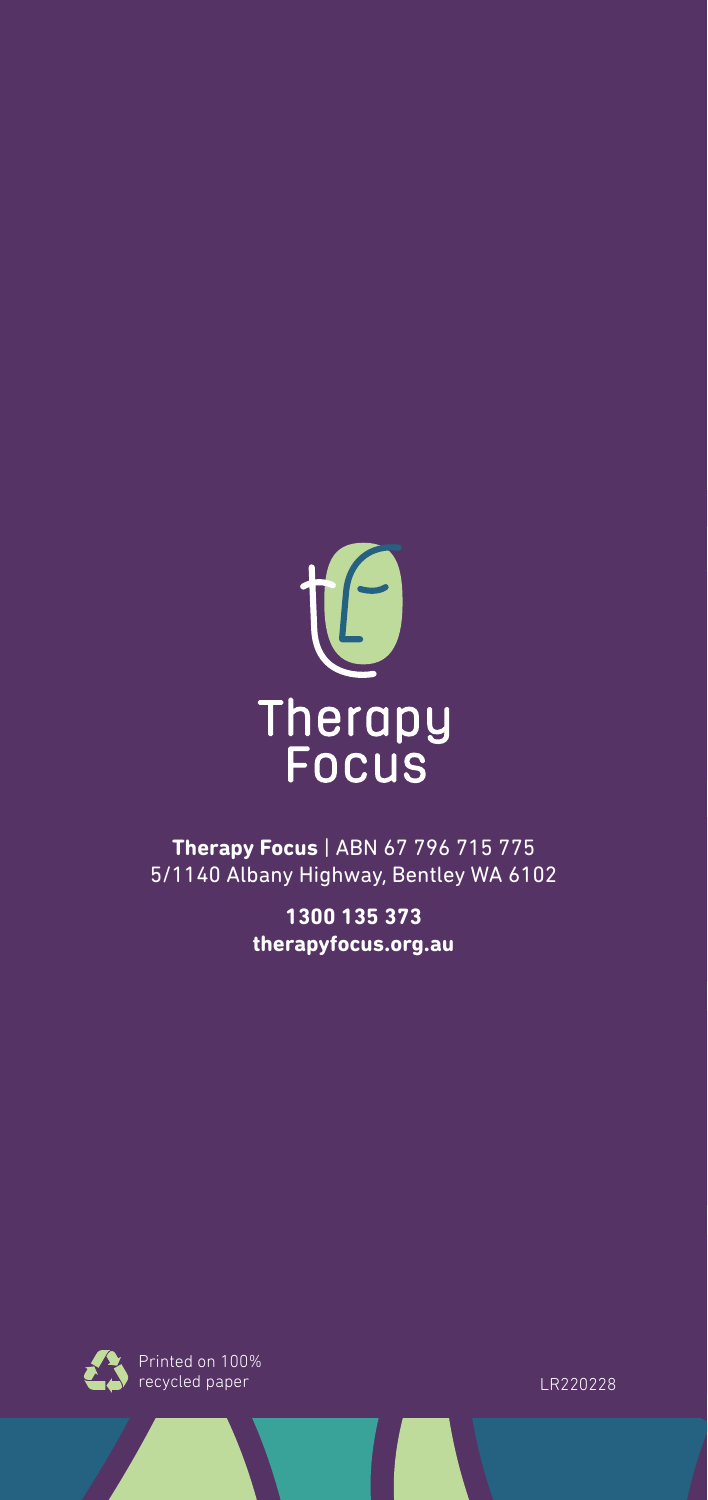Therapy
Focus

**Therapy Focus** | ABN 67 796 715 775
5/1140 Albany Highway, Bentley WA 6102

**1300 135 373**
**therapyfocus.org.au**

Printed on 100% recycled paper

LR220228